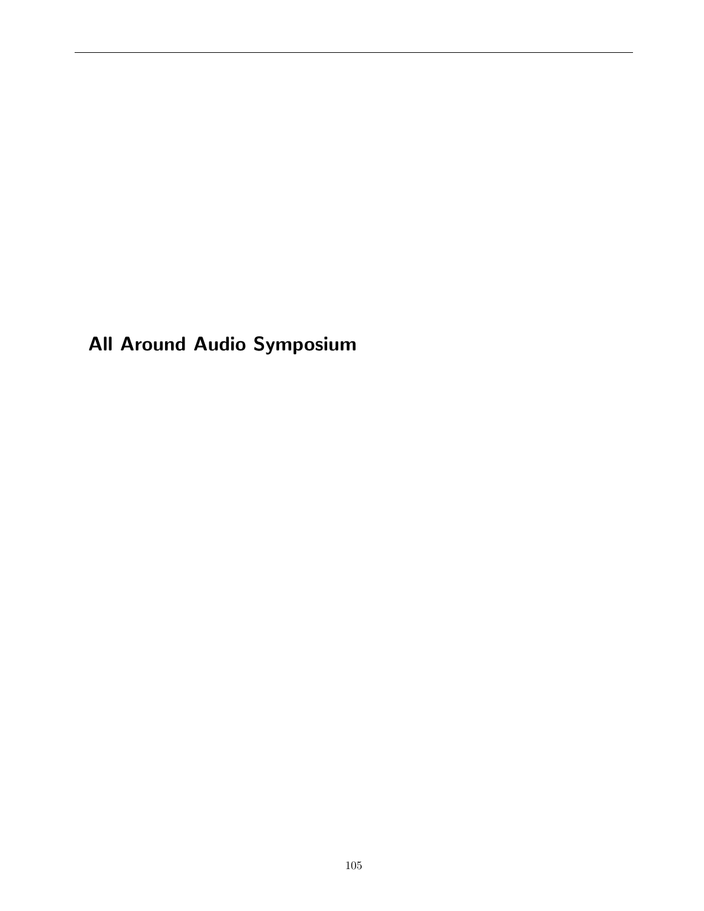# All Around Audio Symposium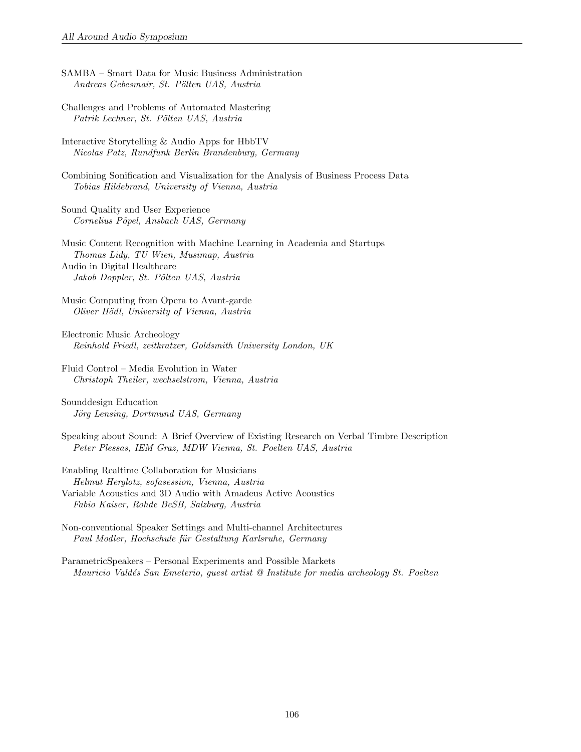SAMBA – Smart Data for Music Business Administration
*Andreas Gebesmair, St. Pölten UAS, Austria*

Challenges and Problems of Automated Mastering
*Patrik Lechner, St. Pölten UAS, Austria*

Interactive Storytelling & Audio Apps for HbbTV
*Nicolas Patz, Rundfunk Berlin Brandenburg, Germany*

Combining Sonification and Visualization for the Analysis of Business Process Data
*Tobias Hildebrand, University of Vienna, Austria*

Sound Quality and User Experience
*Cornelius Pöpel, Ansbach UAS, Germany*

Music Content Recognition with Machine Learning in Academia and Startups
*Thomas Lidy, TU Wien, Musimap, Austria*
Audio in Digital Healthcare
*Jakob Doppler, St. Pölten UAS, Austria*

Music Computing from Opera to Avant-garde
*Oliver Hödl, University of Vienna, Austria*

Electronic Music Archeology
*Reinhold Friedl, zeitkratzer, Goldsmith University London, UK*

Fluid Control – Media Evolution in Water
*Christoph Theiler, wechselstrom, Vienna, Austria*

Sounddesign Education
*Jörg Lensing, Dortmund UAS, Germany*

Speaking about Sound: A Brief Overview of Existing Research on Verbal Timbre Description
*Peter Plessas, IEM Graz, MDW Vienna, St. Poelten UAS, Austria*

Enabling Realtime Collaboration for Musicians
*Helmut Herglotz, sofasession, Vienna, Austria*
Variable Acoustics and 3D Audio with Amadeus Active Acoustics
*Fabio Kaiser, Rohde BeSB, Salzburg, Austria*

Non-conventional Speaker Settings and Multi-channel Architectures
*Paul Modler, Hochschule für Gestaltung Karlsruhe, Germany*

ParametricSpeakers – Personal Experiments and Possible Markets
*Mauricio Valdés San Emeterio, guest artist @ Institute for media archeology St. Poelten*